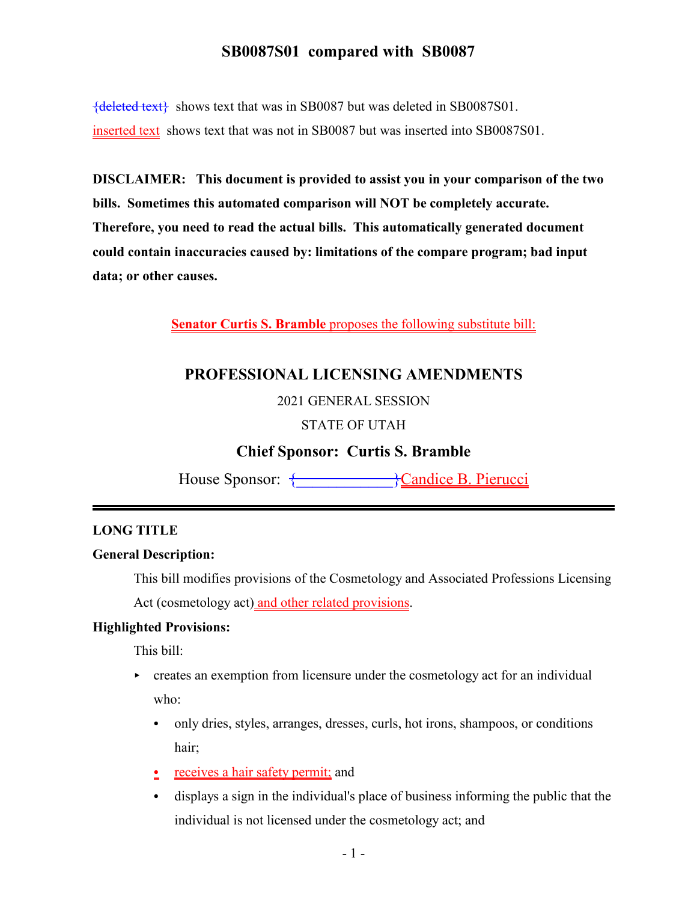# SB0087S01 compared with SB0087

{deleted text} shows text that was in SB0087 but was deleted in SB0087S01.

inserted text shows text that was not in SB0087 but was inserted into SB0087S01.

**DISCLAIMER: This document is provided to assist you in your comparison of the two bills. Sometimes this automated comparison will NOT be completely accurate. Therefore, you need to read the actual bills. This automatically generated document could contain inaccuracies caused by: limitations of the compare program; bad input data; or other causes.**

**Senator Curtis S. Bramble** proposes the following substitute bill:

## PROFESSIONAL LICENSING AMENDMENTS

2021 GENERAL SESSION

STATE OF UTAH

**Chief Sponsor: Curtis S. Bramble**

House Sponsor: {____________}Candice B. Pierucci

### LONG TITLE

**General Description:**

This bill modifies provisions of the Cosmetology and Associated Professions Licensing Act (cosmetology act) and other related provisions.

**Highlighted Provisions:**

This bill:

- creates an exemption from licensure under the cosmetology act for an individual who:
  - only dries, styles, arranges, dresses, curls, hot irons, shampoos, or conditions hair;
  - receives a hair safety permit; and
  - displays a sign in the individual's place of business informing the public that the individual is not licensed under the cosmetology act; and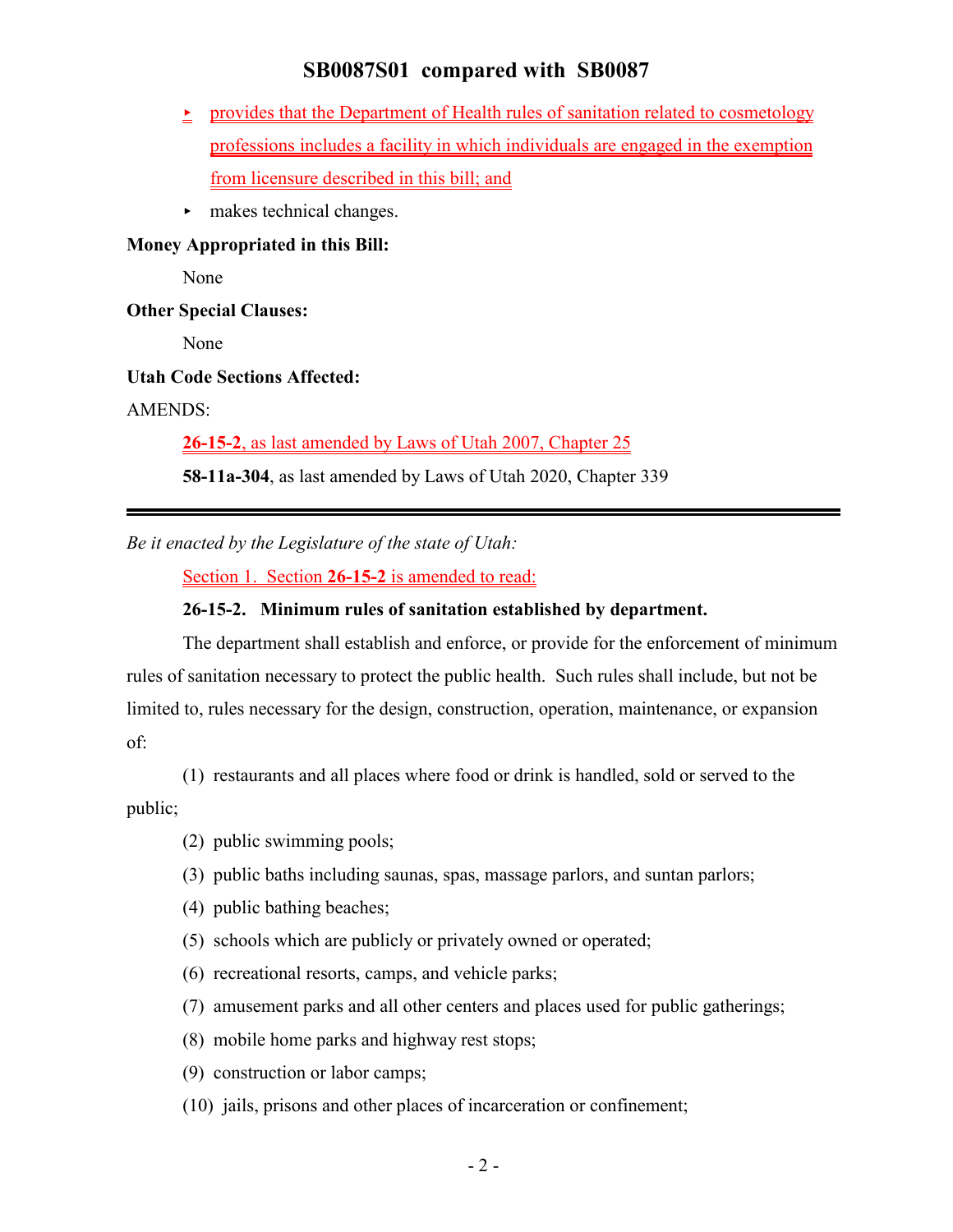- provides that the Department of Health rules of sanitation related to cosmetology professions includes a facility in which individuals are engaged in the exemption from licensure described in this bill; and
- makes technical changes.

**Money Appropriated in this Bill:**

None

**Other Special Clauses:**

None

**Utah Code Sections Affected:**

AMENDS:

**26-15-2**, as last amended by Laws of Utah 2007, Chapter 25

**58-11a-304**, as last amended by Laws of Utah 2020, Chapter 339

---

*Be it enacted by the Legislature of the state of Utah:*

Section 1. Section **26-15-2** is amended to read:

**26-15-2. Minimum rules of sanitation established by department.**

The department shall establish and enforce, or provide for the enforcement of minimum rules of sanitation necessary to protect the public health. Such rules shall include, but not be limited to, rules necessary for the design, construction, operation, maintenance, or expansion of:

(1) restaurants and all places where food or drink is handled, sold or served to the public;

(2) public swimming pools;

(3) public baths including saunas, spas, massage parlors, and suntan parlors;

(4) public bathing beaches;

(5) schools which are publicly or privately owned or operated;

(6) recreational resorts, camps, and vehicle parks;

(7) amusement parks and all other centers and places used for public gatherings;

(8) mobile home parks and highway rest stops;

(9) construction or labor camps;

(10) jails, prisons and other places of incarceration or confinement;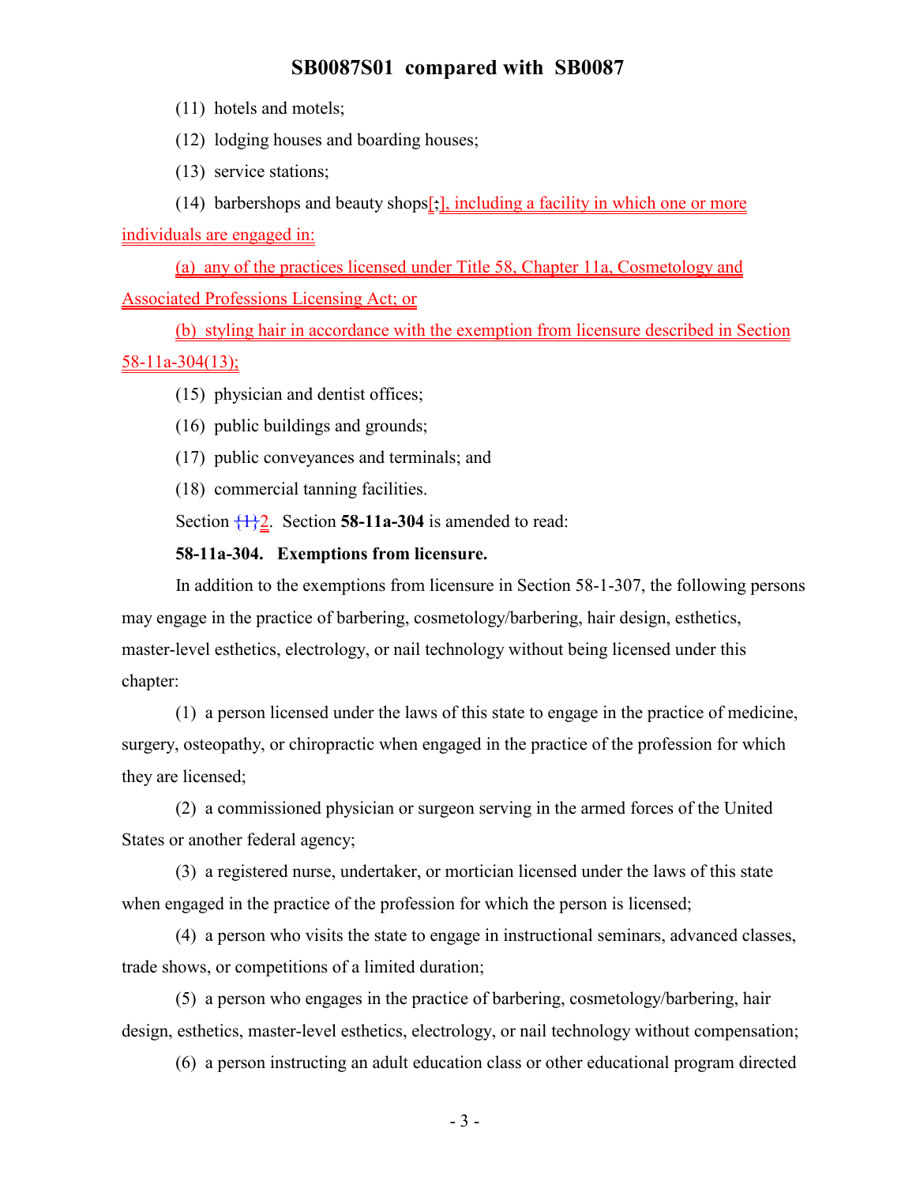(11) hotels and motels;

(12) lodging houses and boarding houses;

(13) service stations;

(14) barbershops and beauty shops[;], including a facility in which one or more individuals are engaged in:

(a) any of the practices licensed under Title 58, Chapter 11a, Cosmetology and Associated Professions Licensing Act; or

(b) styling hair in accordance with the exemption from licensure described in Section 58-11a-304(13);

(15) physician and dentist offices;

(16) public buildings and grounds;

(17) public conveyances and terminals; and

(18) commercial tanning facilities.

Section {1}2. Section **58-11a-304** is amended to read:

**58-11a-304. Exemptions from licensure.**

In addition to the exemptions from licensure in Section 58-1-307, the following persons may engage in the practice of barbering, cosmetology/barbering, hair design, esthetics, master-level esthetics, electrology, or nail technology without being licensed under this chapter:

(1) a person licensed under the laws of this state to engage in the practice of medicine, surgery, osteopathy, or chiropractic when engaged in the practice of the profession for which they are licensed;

(2) a commissioned physician or surgeon serving in the armed forces of the United States or another federal agency;

(3) a registered nurse, undertaker, or mortician licensed under the laws of this state when engaged in the practice of the profession for which the person is licensed;

(4) a person who visits the state to engage in instructional seminars, advanced classes, trade shows, or competitions of a limited duration;

(5) a person who engages in the practice of barbering, cosmetology/barbering, hair design, esthetics, master-level esthetics, electrology, or nail technology without compensation;

(6) a person instructing an adult education class or other educational program directed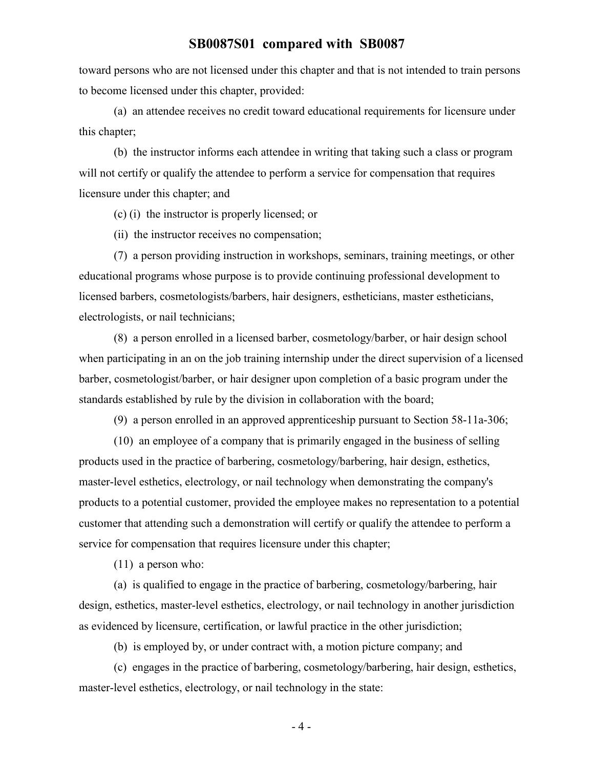toward persons who are not licensed under this chapter and that is not intended to train persons to become licensed under this chapter, provided:

(a) an attendee receives no credit toward educational requirements for licensure under this chapter;

(b) the instructor informs each attendee in writing that taking such a class or program will not certify or qualify the attendee to perform a service for compensation that requires licensure under this chapter; and

(c) (i) the instructor is properly licensed; or

(ii) the instructor receives no compensation;

(7) a person providing instruction in workshops, seminars, training meetings, or other educational programs whose purpose is to provide continuing professional development to licensed barbers, cosmetologists/barbers, hair designers, estheticians, master estheticians, electrologists, or nail technicians;

(8) a person enrolled in a licensed barber, cosmetology/barber, or hair design school when participating in an on the job training internship under the direct supervision of a licensed barber, cosmetologist/barber, or hair designer upon completion of a basic program under the standards established by rule by the division in collaboration with the board;

(9) a person enrolled in an approved apprenticeship pursuant to Section 58-11a-306;

(10) an employee of a company that is primarily engaged in the business of selling products used in the practice of barbering, cosmetology/barbering, hair design, esthetics, master-level esthetics, electrology, or nail technology when demonstrating the company's products to a potential customer, provided the employee makes no representation to a potential customer that attending such a demonstration will certify or qualify the attendee to perform a service for compensation that requires licensure under this chapter;

(11) a person who:

(a) is qualified to engage in the practice of barbering, cosmetology/barbering, hair design, esthetics, master-level esthetics, electrology, or nail technology in another jurisdiction as evidenced by licensure, certification, or lawful practice in the other jurisdiction;

(b) is employed by, or under contract with, a motion picture company; and

(c) engages in the practice of barbering, cosmetology/barbering, hair design, esthetics, master-level esthetics, electrology, or nail technology in the state: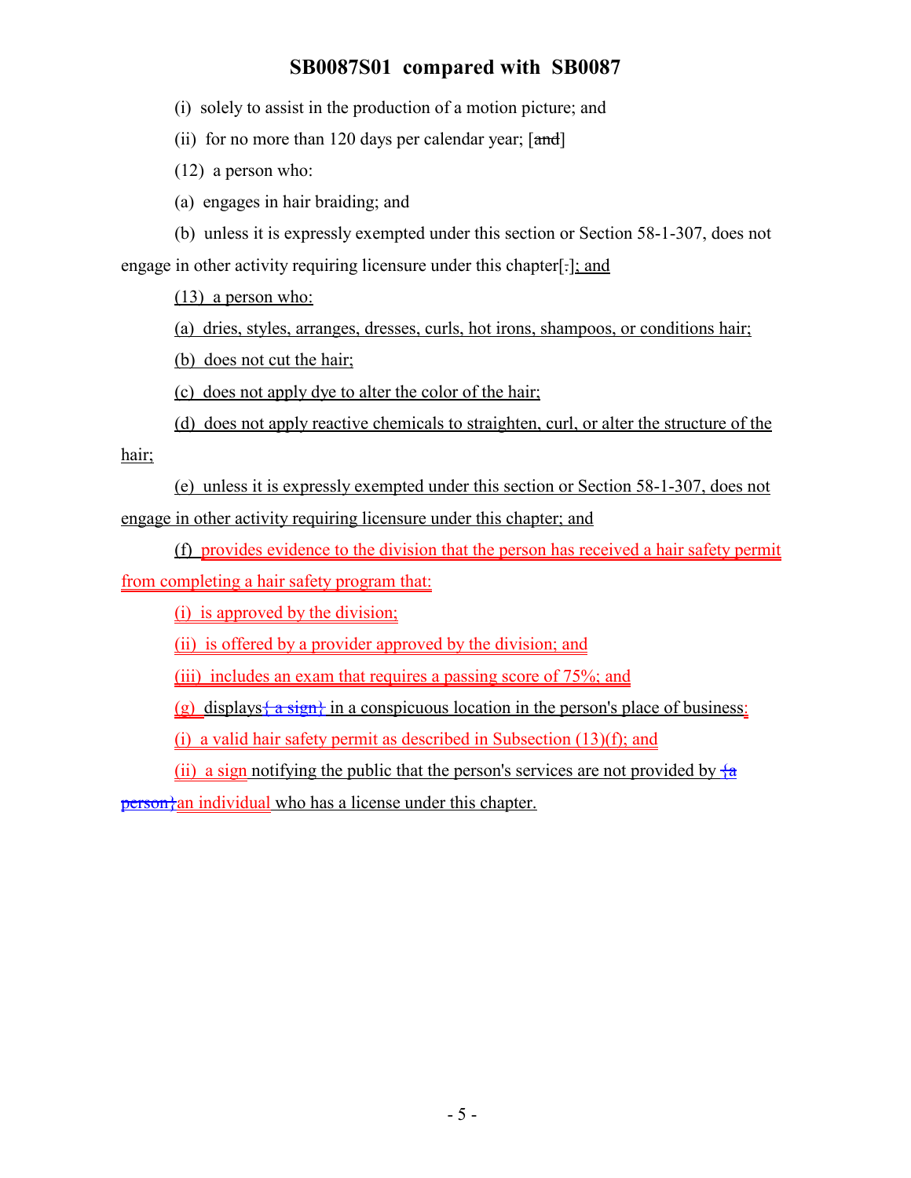(i) solely to assist in the production of a motion picture; and

(ii) for no more than 120 days per calendar year; [and]

(12) a person who:

(a) engages in hair braiding; and

(b) unless it is expressly exempted under this section or Section 58-1-307, does not engage in other activity requiring licensure under this chapter[.]; and

(13) a person who:

(a) dries, styles, arranges, dresses, curls, hot irons, shampoos, or conditions hair;

(b) does not cut the hair;

(c) does not apply dye to alter the color of the hair;

(d) does not apply reactive chemicals to straighten, curl, or alter the structure of the hair;

(e) unless it is expressly exempted under this section or Section 58-1-307, does not engage in other activity requiring licensure under this chapter; and

(f) provides evidence to the division that the person has received a hair safety permit from completing a hair safety program that:

(i) is approved by the division;

(ii) is offered by a provider approved by the division; and

(iii) includes an exam that requires a passing score of 75%; and

(g) displays{ a sign} in a conspicuous location in the person's place of business:

(i) a valid hair safety permit as described in Subsection (13)(f); and

(ii) a sign notifying the public that the person's services are not provided by {a person}an individual who has a license under this chapter.